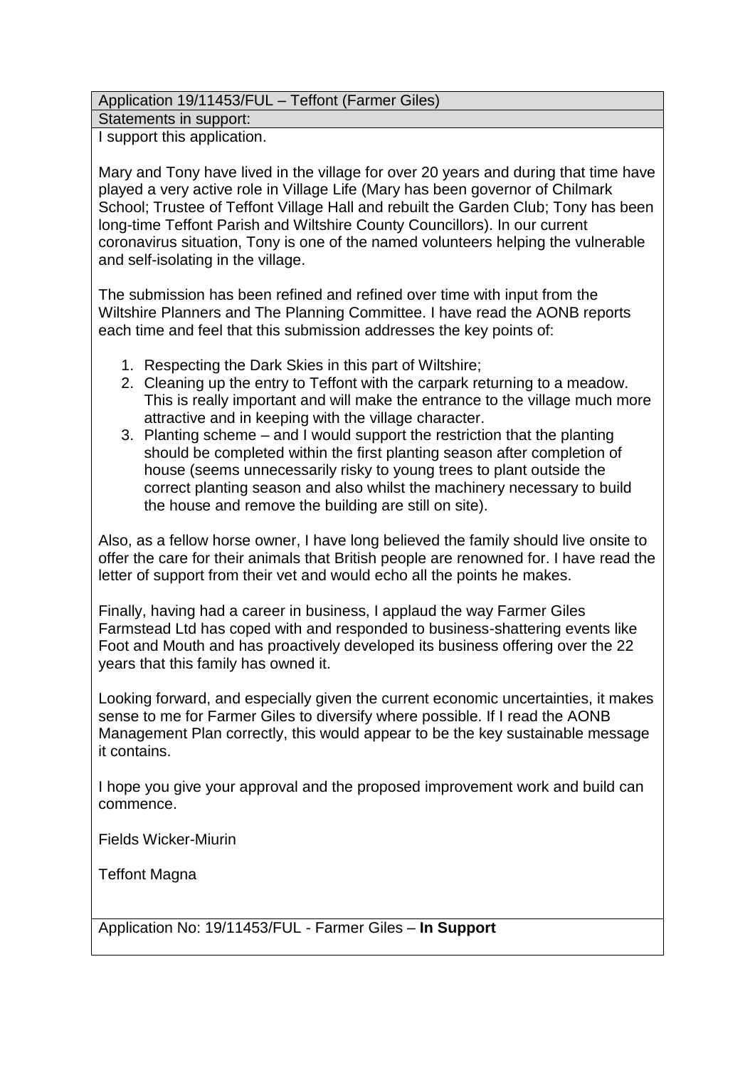| Application 19/11453/FUL – Teffont (Farmer Giles) |
| --- |
| Statements in support: |

I support this application.

Mary and Tony have lived in the village for over 20 years and during that time have played a very active role in Village Life (Mary has been governor of Chilmark School; Trustee of Teffont Village Hall and rebuilt the Garden Club; Tony has been long-time Teffont Parish and Wiltshire County Councillors). In our current coronavirus situation, Tony is one of the named volunteers helping the vulnerable and self-isolating in the village.

The submission has been refined and refined over time with input from the Wiltshire Planners and The Planning Committee. I have read the AONB reports each time and feel that this submission addresses the key points of:

1. Respecting the Dark Skies in this part of Wiltshire;
2. Cleaning up the entry to Teffont with the carpark returning to a meadow. This is really important and will make the entrance to the village much more attractive and in keeping with the village character.
3. Planting scheme – and I would support the restriction that the planting should be completed within the first planting season after completion of house (seems unnecessarily risky to young trees to plant outside the correct planting season and also whilst the machinery necessary to build the house and remove the building are still on site).

Also, as a fellow horse owner, I have long believed the family should live onsite to offer the care for their animals that British people are renowned for. I have read the letter of support from their vet and would echo all the points he makes.

Finally, having had a career in business, I applaud the way Farmer Giles Farmstead Ltd has coped with and responded to business-shattering events like Foot and Mouth and has proactively developed its business offering over the 22 years that this family has owned it.

Looking forward, and especially given the current economic uncertainties, it makes sense to me for Farmer Giles to diversify where possible. If I read the AONB Management Plan correctly, this would appear to be the key sustainable message it contains.

I hope you give your approval and the proposed improvement work and build can commence.

Fields Wicker-Miurin

Teffont Magna

| Application No: 19/11453/FUL - Farmer Giles – **In Support** |
| --- |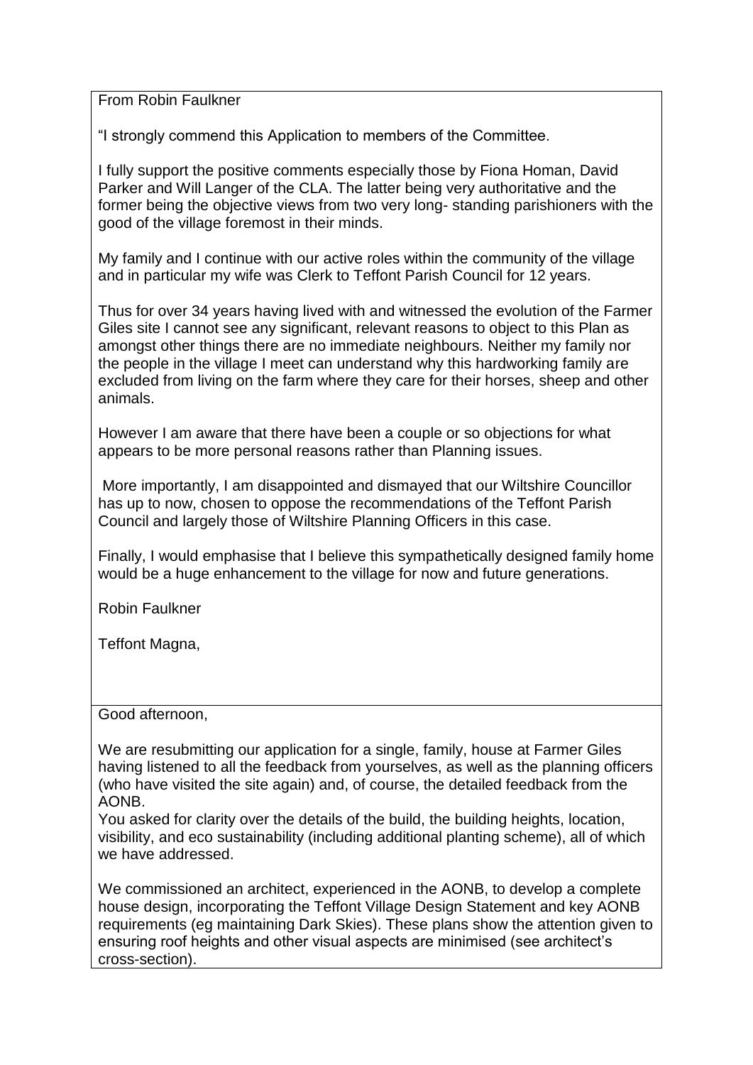From Robin Faulkner

"I strongly commend this Application to members of the Committee.

I fully support the positive comments especially those by Fiona Homan, David Parker and Will Langer of the CLA. The latter being very authoritative and the former being the objective views from two very long- standing parishioners with the good of the village foremost in their minds.

My family and I continue with our active roles within the community of the village and in particular my wife was Clerk to Teffont Parish Council for 12 years.

Thus for over 34 years having lived with and witnessed the evolution of the Farmer Giles site I cannot see any significant, relevant reasons to object to this Plan as amongst other things there are no immediate neighbours. Neither my family nor the people in the village I meet can understand why this hardworking family are excluded from living on the farm where they care for their horses, sheep and other animals.

However I am aware that there have been a couple or so objections for what appears to be more personal reasons rather than Planning issues.

More importantly, I am disappointed and dismayed that our Wiltshire Councillor has up to now, chosen to oppose the recommendations of the Teffont Parish Council and largely those of Wiltshire Planning Officers in this case.

Finally, I would emphasise that I believe this sympathetically designed family home would be a huge enhancement to the village for now and future generations.

Robin Faulkner

Teffont Magna,

---

Good afternoon,

We are resubmitting our application for a single, family, house at Farmer Giles having listened to all the feedback from yourselves, as well as the planning officers (who have visited the site again) and, of course, the detailed feedback from the AONB.

You asked for clarity over the details of the build, the building heights, location, visibility, and eco sustainability (including additional planting scheme), all of which we have addressed.

We commissioned an architect, experienced in the AONB, to develop a complete house design, incorporating the Teffont Village Design Statement and key AONB requirements (eg maintaining Dark Skies). These plans show the attention given to ensuring roof heights and other visual aspects are minimised (see architect's cross-section).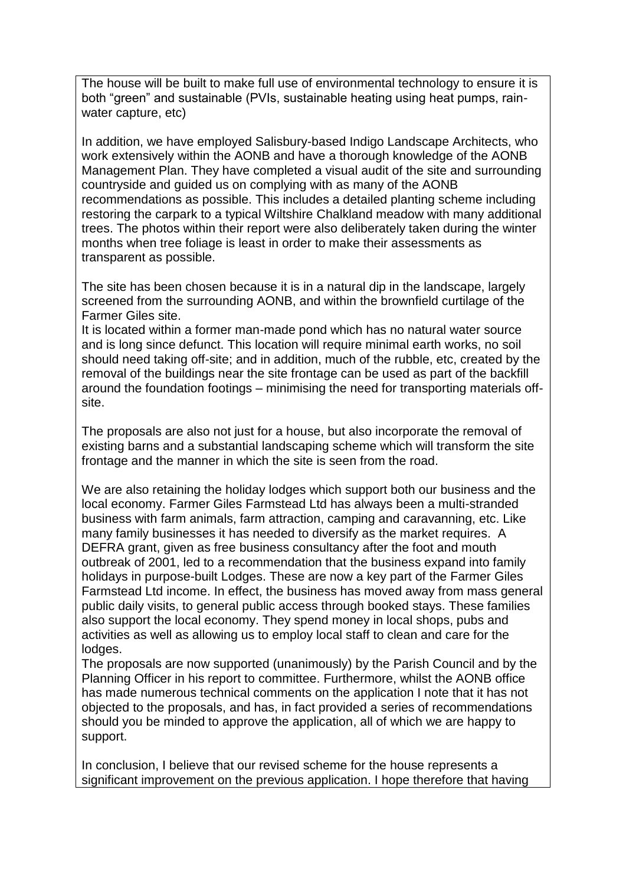The house will be built to make full use of environmental technology to ensure it is both "green" and sustainable (PVIs, sustainable heating using heat pumps, rain-water capture, etc)

In addition, we have employed Salisbury-based Indigo Landscape Architects, who work extensively within the AONB and have a thorough knowledge of the AONB Management Plan. They have completed a visual audit of the site and surrounding countryside and guided us on complying with as many of the AONB recommendations as possible. This includes a detailed planting scheme including restoring the carpark to a typical Wiltshire Chalkland meadow with many additional trees. The photos within their report were also deliberately taken during the winter months when tree foliage is least in order to make their assessments as transparent as possible.

The site has been chosen because it is in a natural dip in the landscape, largely screened from the surrounding AONB, and within the brownfield curtilage of the Farmer Giles site.
It is located within a former man-made pond which has no natural water source and is long since defunct. This location will require minimal earth works, no soil should need taking off-site; and in addition, much of the rubble, etc, created by the removal of the buildings near the site frontage can be used as part of the backfill around the foundation footings – minimising the need for transporting materials off-site.

The proposals are also not just for a house, but also incorporate the removal of existing barns and a substantial landscaping scheme which will transform the site frontage and the manner in which the site is seen from the road.

We are also retaining the holiday lodges which support both our business and the local economy. Farmer Giles Farmstead Ltd has always been a multi-stranded business with farm animals, farm attraction, camping and caravanning, etc. Like many family businesses it has needed to diversify as the market requires. A DEFRA grant, given as free business consultancy after the foot and mouth outbreak of 2001, led to a recommendation that the business expand into family holidays in purpose-built Lodges. These are now a key part of the Farmer Giles Farmstead Ltd income. In effect, the business has moved away from mass general public daily visits, to general public access through booked stays. These families also support the local economy. They spend money in local shops, pubs and activities as well as allowing us to employ local staff to clean and care for the lodges.
The proposals are now supported (unanimously) by the Parish Council and by the Planning Officer in his report to committee. Furthermore, whilst the AONB office has made numerous technical comments on the application I note that it has not objected to the proposals, and has, in fact provided a series of recommendations should you be minded to approve the application, all of which we are happy to support.

In conclusion, I believe that our revised scheme for the house represents a significant improvement on the previous application. I hope therefore that having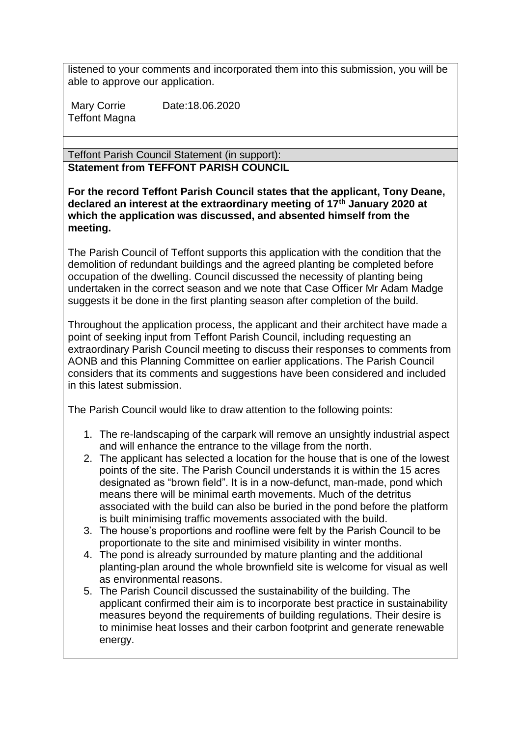listened to your comments and incorporated them into this submission, you will be able to approve our application.

Mary Corrie Date:18.06.2020
Teffont Magna

Teffont Parish Council Statement (in support):

**Statement from TEFFONT PARISH COUNCIL**

**For the record Teffont Parish Council states that the applicant, Tony Deane, declared an interest at the extraordinary meeting of 17th January 2020 at which the application was discussed, and absented himself from the meeting.**

The Parish Council of Teffont supports this application with the condition that the demolition of redundant buildings and the agreed planting be completed before occupation of the dwelling. Council discussed the necessity of planting being undertaken in the correct season and we note that Case Officer Mr Adam Madge suggests it be done in the first planting season after completion of the build.

Throughout the application process, the applicant and their architect have made a point of seeking input from Teffont Parish Council, including requesting an extraordinary Parish Council meeting to discuss their responses to comments from AONB and this Planning Committee on earlier applications. The Parish Council considers that its comments and suggestions have been considered and included in this latest submission.

The Parish Council would like to draw attention to the following points:

1. The re-landscaping of the carpark will remove an unsightly industrial aspect and will enhance the entrance to the village from the north.
2. The applicant has selected a location for the house that is one of the lowest points of the site. The Parish Council understands it is within the 15 acres designated as "brown field". It is in a now-defunct, man-made, pond which means there will be minimal earth movements. Much of the detritus associated with the build can also be buried in the pond before the platform is built minimising traffic movements associated with the build.
3. The house's proportions and roofline were felt by the Parish Council to be proportionate to the site and minimised visibility in winter months.
4. The pond is already surrounded by mature planting and the additional planting-plan around the whole brownfield site is welcome for visual as well as environmental reasons.
5. The Parish Council discussed the sustainability of the building. The applicant confirmed their aim is to incorporate best practice in sustainability measures beyond the requirements of building regulations. Their desire is to minimise heat losses and their carbon footprint and generate renewable energy.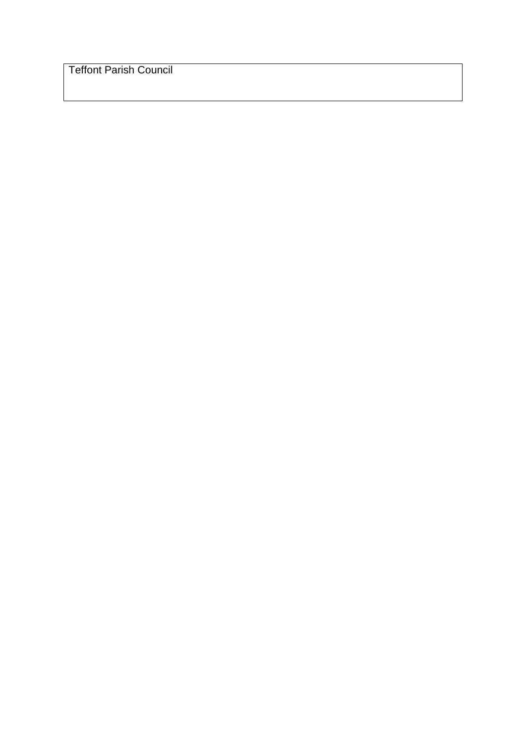Teffont Parish Council